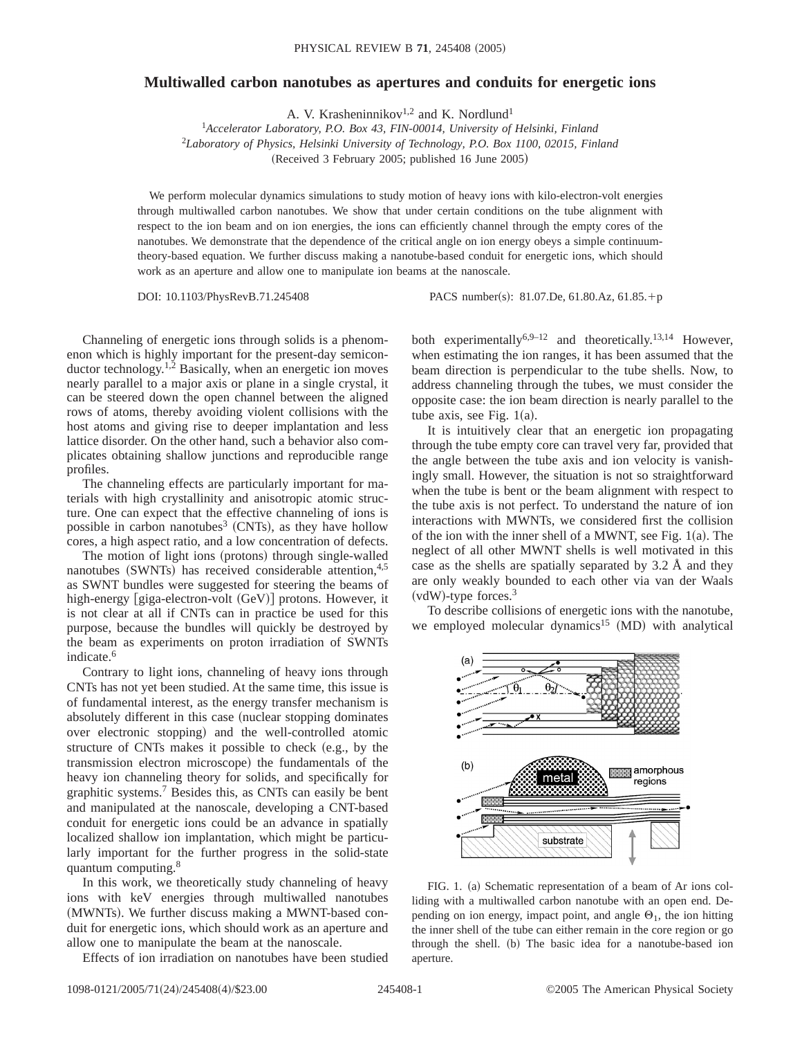# Multiwalled carbon nanotubes as apertures and conduits for energetic ions

A. V. Krasheninnikov[1,2] and K. Nordlund[1]

[1]*Accelerator Laboratory, P.O. Box 43, FIN-00014, University of Helsinki, Finland*
[2]*Laboratory of Physics, Helsinki University of Technology, P.O. Box 1100, 02015, Finland*
(Received 3 February 2005; published 16 June 2005)

We perform molecular dynamics simulations to study motion of heavy ions with kilo-electron-volt energies through multiwalled carbon nanotubes. We show that under certain conditions on the tube alignment with respect to the ion beam and on ion energies, the ions can efficiently channel through the empty cores of the nanotubes. We demonstrate that the dependence of the critical angle on ion energy obeys a simple continuum-theory-based equation. We further discuss making a nanotube-based conduit for energetic ions, which should work as an aperture and allow one to manipulate ion beams at the nanoscale.

DOI: 10.1103/PhysRevB.71.245408 PACS number(s): 81.07.De, 61.80.Az, 61.85.+p

Channeling of energetic ions through solids is a phenomenon which is highly important for the present-day semiconductor technology.[1,2] Basically, when an energetic ion moves nearly parallel to a major axis or plane in a single crystal, it can be steered down the open channel between the aligned rows of atoms, thereby avoiding violent collisions with the host atoms and giving rise to deeper implantation and less lattice disorder. On the other hand, such a behavior also complicates obtaining shallow junctions and reproducible range profiles.

The channeling effects are particularly important for materials with high crystallinity and anisotropic atomic structure. One can expect that the effective channeling of ions is possible in carbon nanotubes[3] (CNTs), as they have hollow cores, a high aspect ratio, and a low concentration of defects.

The motion of light ions (protons) through single-walled nanotubes (SWNTs) has received considerable attention,[4,5] as SWNT bundles were suggested for steering the beams of high-energy [giga-electron-volt (GeV)] protons. However, it is not clear at all if CNTs can in practice be used for this purpose, because the bundles will quickly be destroyed by the beam as experiments on proton irradiation of SWNTs indicate.[6]

Contrary to light ions, channeling of heavy ions through CNTs has not yet been studied. At the same time, this issue is of fundamental interest, as the energy transfer mechanism is absolutely different in this case (nuclear stopping dominates over electronic stopping) and the well-controlled atomic structure of CNTs makes it possible to check (e.g., by the transmission electron microscope) the fundamentals of the heavy ion channeling theory for solids, and specifically for graphitic systems.[7] Besides this, as CNTs can easily be bent and manipulated at the nanoscale, developing a CNT-based conduit for energetic ions could be an advance in spatially localized shallow ion implantation, which might be particularly important for the further progress in the solid-state quantum computing.[8]

In this work, we theoretically study channeling of heavy ions with keV energies through multiwalled nanotubes (MWNTs). We further discuss making a MWNT-based conduit for energetic ions, which should work as an aperture and allow one to manipulate the beam at the nanoscale.

Effects of ion irradiation on nanotubes have been studied both experimentally[6,9–12] and theoretically.[13,14] However, when estimating the ion ranges, it has been assumed that the beam direction is perpendicular to the tube shells. Now, to address channeling through the tubes, we must consider the opposite case: the ion beam direction is nearly parallel to the tube axis, see Fig. 1(a).

It is intuitively clear that an energetic ion propagating through the tube empty core can travel very far, provided that the angle between the tube axis and ion velocity is vanishingly small. However, the situation is not so straightforward when the tube is bent or the beam alignment with respect to the tube axis is not perfect. To understand the nature of ion interactions with MWNTs, we considered first the collision of the ion with the inner shell of a MWNT, see Fig. 1(a). The neglect of all other MWNT shells is well motivated in this case as the shells are spatially separated by 3.2 Å and they are only weakly bounded to each other via van der Waals (vdW)-type forces.[3]

To describe collisions of energetic ions with the nanotube, we employed molecular dynamics[15] (MD) with analytical

FIG. 1. (a) Schematic representation of a beam of Ar ions colliding with a multiwalled carbon nanotube with an open end. Depending on ion energy, impact point, and angle $\Theta_1$, the ion hitting the inner shell of the tube can either remain in the core region or go through the shell. (b) The basic idea for a nanotube-based ion aperture.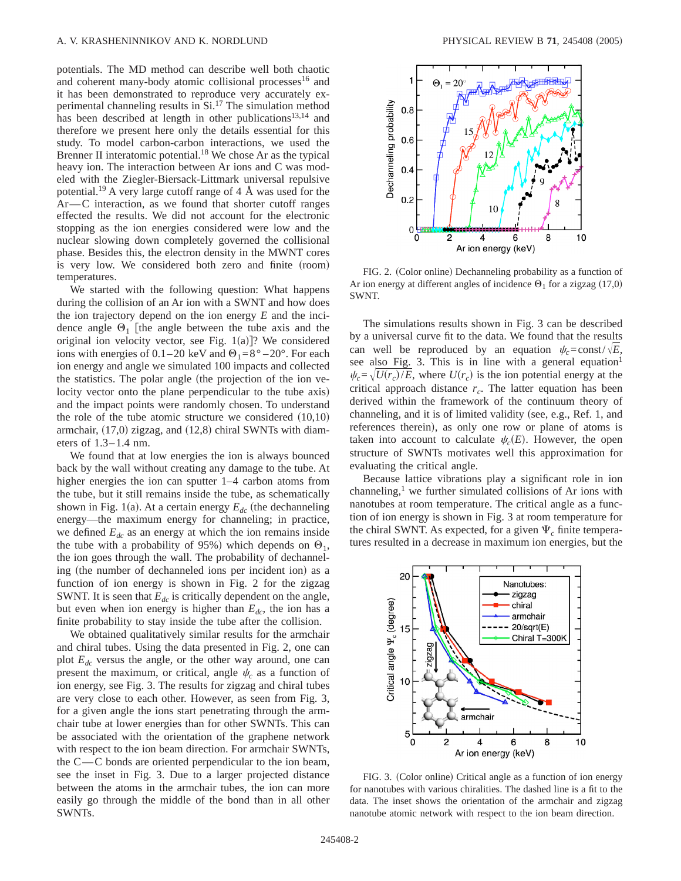potentials. The MD method can describe well both chaotic and coherent many-body atomic collisional processes[16] and it has been demonstrated to reproduce very accurately experimental channeling results in Si.[17] The simulation method has been described at length in other publications[13,14] and therefore we present here only the details essential for this study. To model carbon-carbon interactions, we used the Brenner II interatomic potential.[18] We chose Ar as the typical heavy ion. The interaction between Ar ions and C was modeled with the Ziegler-Biersack-Littmark universal repulsive potential.[19] A very large cutoff range of 4 Å was used for the Ar—C interaction, as we found that shorter cutoff ranges effected the results. We did not account for the electronic stopping as the ion energies considered were low and the nuclear slowing down completely governed the collisional phase. Besides this, the electron density in the MWNT cores is very low. We considered both zero and finite (room) temperatures.

We started with the following question: What happens during the collision of an Ar ion with a SWNT and how does the ion trajectory depend on the ion energy $E$ and the incidence angle $\Theta_1$ [the angle between the tube axis and the original ion velocity vector, see Fig. 1(a)]? We considered ions with energies of 0.1–20 keV and $\Theta_1 = 8° - 20°$. For each ion energy and angle we simulated 100 impacts and collected the statistics. The polar angle (the projection of the ion velocity vector onto the plane perpendicular to the tube axis) and the impact points were randomly chosen. To understand the role of the tube atomic structure we considered (10,10) armchair, (17,0) zigzag, and (12,8) chiral SWNTs with diameters of 1.3–1.4 nm.

We found that at low energies the ion is always bounced back by the wall without creating any damage to the tube. At higher energies the ion can sputter 1–4 carbon atoms from the tube, but it still remains inside the tube, as schematically shown in Fig. 1(a). At a certain energy $E_{dc}$ (the dechanneling energy—the maximum energy for channeling; in practice, we defined $E_{dc}$ as an energy at which the ion remains inside the tube with a probability of 95%) which depends on $\Theta_1$, the ion goes through the wall. The probability of dechanneling (the number of dechanneled ions per incident ion) as a function of ion energy is shown in Fig. 2 for the zigzag SWNT. It is seen that $E_{dc}$ is critically dependent on the angle, but even when ion energy is higher than $E_{dc}$, the ion has a finite probability to stay inside the tube after the collision.

We obtained qualitatively similar results for the armchair and chiral tubes. Using the data presented in Fig. 2, one can plot $E_{dc}$ versus the angle, or the other way around, one can present the maximum, or critical, angle $\psi_c$ as a function of ion energy, see Fig. 3. The results for zigzag and chiral tubes are very close to each other. However, as seen from Fig. 3, for a given angle the ions start penetrating through the armchair tube at lower energies than for other SWNTs. This can be associated with the orientation of the graphene network with respect to the ion beam direction. For armchair SWNTs, the C—C bonds are oriented perpendicular to the ion beam, see the inset in Fig. 3. Due to a larger projected distance between the atoms in the armchair tubes, the ion can more easily go through the middle of the bond than in all other SWNTs.

FIG. 2. (Color online) Dechanneling probability as a function of Ar ion energy at different angles of incidence $\Theta_1$ for a zigzag (17,0) SWNT.

The simulations results shown in Fig. 3 can be described by a universal curve fit to the data. We found that the results can well be reproduced by an equation $\psi_c = \text{const}/\sqrt{E}$, see also Fig. 3. This is in line with a general equation[1] $\psi_c = \sqrt{U(r_c)/E}$, where $U(r_c)$ is the ion potential energy at the critical approach distance $r_c$. The latter equation has been derived within the framework of the continuum theory of channeling, and it is of limited validity (see, e.g., Ref. 1, and references therein), as only one row or plane of atoms is taken into account to calculate $\psi_c(E)$. However, the open structure of SWNTs motivates well this approximation for evaluating the critical angle.

Because lattice vibrations play a significant role in ion channeling,[1] we further simulated collisions of Ar ions with nanotubes at room temperature. The critical angle as a function of ion energy is shown in Fig. 3 at room temperature for the chiral SWNT. As expected, for a given $\Psi_c$ finite temperatures resulted in a decrease in maximum ion energies, but the

FIG. 3. (Color online) Critical angle as a function of ion energy for nanotubes with various chiralities. The dashed line is a fit to the data. The inset shows the orientation of the armchair and zigzag nanotube atomic network with respect to the ion beam direction.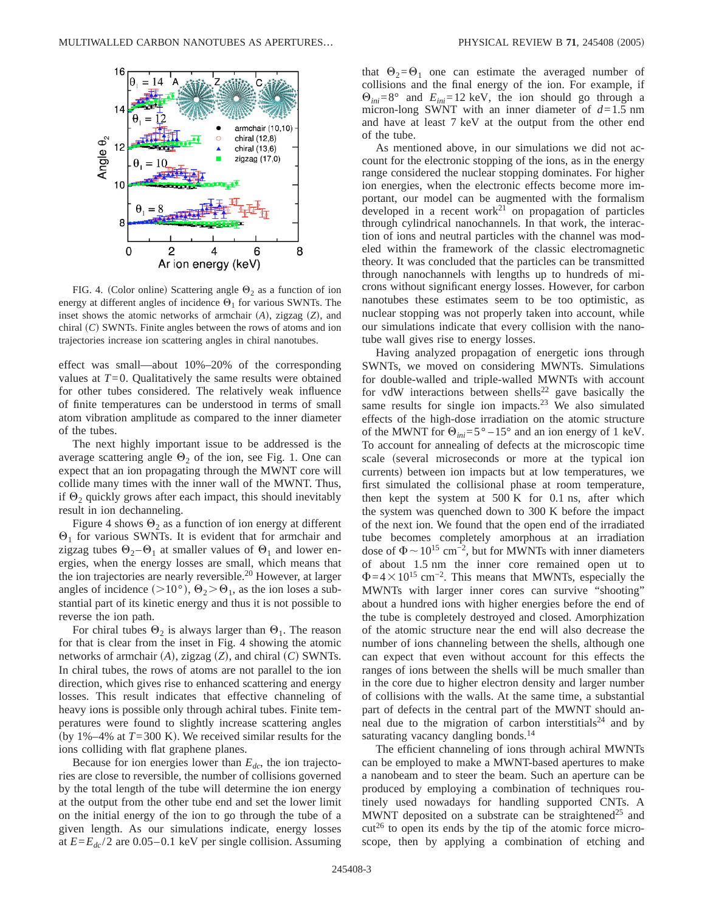FIG. 4. (Color online) Scattering angle $\Theta_2$ as a function of ion energy at different angles of incidence $\Theta_1$ for various SWNTs. The inset shows the atomic networks of armchair $(A)$, zigzag $(Z)$, and chiral $(C)$ SWNTs. Finite angles between the rows of atoms and ion trajectories increase ion scattering angles in chiral nanotubes.

effect was small—about 10%–20% of the corresponding values at $T=0$. Qualitatively the same results were obtained for other tubes considered. The relatively weak influence of finite temperatures can be understood in terms of small atom vibration amplitude as compared to the inner diameter of the tubes.

The next highly important issue to be addressed is the average scattering angle $\Theta_2$ of the ion, see Fig. 1. One can expect that an ion propagating through the MWNT core will collide many times with the inner wall of the MWNT. Thus, if $\Theta_2$ quickly grows after each impact, this should inevitably result in ion dechanneling.

Figure 4 shows $\Theta_2$ as a function of ion energy at different $\Theta_1$ for various SWNTs. It is evident that for armchair and zigzag tubes $\Theta_2 - \Theta_1$ at smaller values of $\Theta_1$ and lower energies, when the energy losses are small, which means that the ion trajectories are nearly reversible.[20] However, at larger angles of incidence ($>10°$), $\Theta_2 > \Theta_1$, as the ion loses a substantial part of its kinetic energy and thus it is not possible to reverse the ion path.

For chiral tubes $\Theta_2$ is always larger than $\Theta_1$. The reason for that is clear from the inset in Fig. 4 showing the atomic networks of armchair $(A)$, zigzag $(Z)$, and chiral $(C)$ SWNTs. In chiral tubes, the rows of atoms are not parallel to the ion direction, which gives rise to enhanced scattering and energy losses. This result indicates that effective channeling of heavy ions is possible only through achiral tubes. Finite temperatures were found to slightly increase scattering angles (by 1%–4% at $T=300$ K). We received similar results for the ions colliding with flat graphene planes.

Because for ion energies lower than $E_{dc}$, the ion trajectories are close to reversible, the number of collisions governed by the total length of the tube will determine the ion energy at the output from the other tube end and set the lower limit on the initial energy of the ion to go through the tube of a given length. As our simulations indicate, energy losses at $E=E_{dc}/2$ are 0.05–0.1 keV per single collision. Assuming that $\Theta_2 = \Theta_1$ one can estimate the averaged number of collisions and the final energy of the ion. For example, if $\Theta_{ini}=8°$ and $E_{ini}=12$ keV, the ion should go through a micron-long SWNT with an inner diameter of $d=1.5$ nm and have at least 7 keV at the output from the other end of the tube.

As mentioned above, in our simulations we did not account for the electronic stopping of the ions, as in the energy range considered the nuclear stopping dominates. For higher ion energies, when the electronic effects become more important, our model can be augmented with the formalism developed in a recent work[21] on propagation of particles through cylindrical nanochannels. In that work, the interaction of ions and neutral particles with the channel was modeled within the framework of the classic electromagnetic theory. It was concluded that the particles can be transmitted through nanochannels with lengths up to hundreds of microns without significant energy losses. However, for carbon nanotubes these estimates seem to be too optimistic, as nuclear stopping was not properly taken into account, while our simulations indicate that every collision with the nanotube wall gives rise to energy losses.

Having analyzed propagation of energetic ions through SWNTs, we moved on considering MWNTs. Simulations for double-walled and triple-walled MWNTs with account for vdW interactions between shells[22] gave basically the same results for single ion impacts.[23] We also simulated effects of the high-dose irradiation on the atomic structure of the MWNT for $\Theta_{ini}=5°-15°$ and an ion energy of 1 keV. To account for annealing of defects at the microscopic time scale (several microseconds or more at the typical ion currents) between ion impacts but at low temperatures, we first simulated the collisional phase at room temperature, then kept the system at 500 K for 0.1 ns, after which the system was quenched down to 300 K before the impact of the next ion. We found that the open end of the irradiated tube becomes completely amorphous at an irradiation dose of $\Phi \sim 10^{15}$ cm$^{-2}$, but for MWNTs with inner diameters of about 1.5 nm the inner core remained open ut to $\Phi = 4 \times 10^{15}$ cm$^{-2}$. This means that MWNTs, especially the MWNTs with larger inner cores can survive "shooting" about a hundred ions with higher energies before the end of the tube is completely destroyed and closed. Amorphization of the atomic structure near the end will also decrease the number of ions channeling between the shells, although one can expect that even without account for this effects the ranges of ions between the shells will be much smaller than in the core due to higher electron density and larger number of collisions with the walls. At the same time, a substantial part of defects in the central part of the MWNT should anneal due to the migration of carbon interstitials[24] and by saturating vacancy dangling bonds.[14]

The efficient channeling of ions through achiral MWNTs can be employed to make a MWNT-based apertures to make a nanobeam and to steer the beam. Such an aperture can be produced by employing a combination of techniques routinely used nowadays for handling supported CNTs. A MWNT deposited on a substrate can be straightened[25] and cut[26] to open its ends by the tip of the atomic force microscope, then by applying a combination of etching and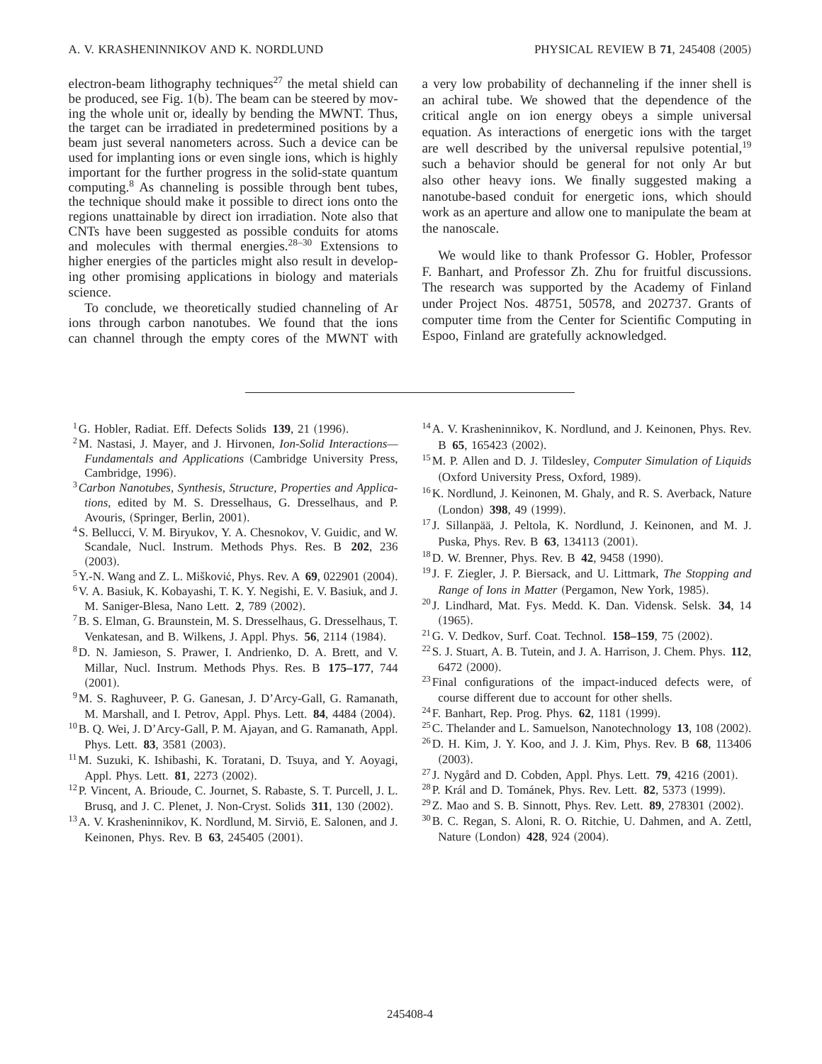electron-beam lithography techniques[27] the metal shield can be produced, see Fig. 1(b). The beam can be steered by moving the whole unit or, ideally by bending the MWNT. Thus, the target can be irradiated in predetermined positions by a beam just several nanometers across. Such a device can be used for implanting ions or even single ions, which is highly important for the further progress in the solid-state quantum computing.[8] As channeling is possible through bent tubes, the technique should make it possible to direct ions onto the regions unattainable by direct ion irradiation. Note also that CNTs have been suggested as possible conduits for atoms and molecules with thermal energies.[28–30] Extensions to higher energies of the particles might also result in developing other promising applications in biology and materials science.

To conclude, we theoretically studied channeling of Ar ions through carbon nanotubes. We found that the ions can channel through the empty cores of the MWNT with a very low probability of dechanneling if the inner shell is an achiral tube. We showed that the dependence of the critical angle on ion energy obeys a simple universal equation. As interactions of energetic ions with the target are well described by the universal repulsive potential,[19] such a behavior should be general for not only Ar but also other heavy ions. We finally suggested making a nanotube-based conduit for energetic ions, which should work as an aperture and allow one to manipulate the beam at the nanoscale.

We would like to thank Professor G. Hobler, Professor F. Banhart, and Professor Zh. Zhu for fruitful discussions. The research was supported by the Academy of Finland under Project Nos. 48751, 50578, and 202737. Grants of computer time from the Center for Scientific Computing in Espoo, Finland are gratefully acknowledged.

---

[1] G. Hobler, Radiat. Eff. Defects Solids **139**, 21 (1996).

[2] M. Nastasi, J. Mayer, and J. Hirvonen, *Ion-Solid Interactions—Fundamentals and Applications* (Cambridge University Press, Cambridge, 1996).

[3] *Carbon Nanotubes, Synthesis, Structure, Properties and Applications*, edited by M. S. Dresselhaus, G. Dresselhaus, and P. Avouris, (Springer, Berlin, 2001).

[4] S. Bellucci, V. M. Biryukov, Y. A. Chesnokov, V. Guidic, and W. Scandale, Nucl. Instrum. Methods Phys. Res. B **202**, 236 (2003).

[5] Y.-N. Wang and Z. L. Mišković, Phys. Rev. A **69**, 022901 (2004).

[6] V. A. Basiuk, K. Kobayashi, T. K. Y. Negishi, E. V. Basiuk, and J. M. Saniger-Blesa, Nano Lett. **2**, 789 (2002).

[7] B. S. Elman, G. Braunstein, M. S. Dresselhaus, G. Dresselhaus, T. Venkatesan, and B. Wilkens, J. Appl. Phys. **56**, 2114 (1984).

[8] D. N. Jamieson, S. Prawer, I. Andrienko, D. A. Brett, and V. Millar, Nucl. Instrum. Methods Phys. Res. B **175–177**, 744 (2001).

[9] M. S. Raghuveer, P. G. Ganesan, J. D'Arcy-Gall, G. Ramanath, M. Marshall, and I. Petrov, Appl. Phys. Lett. **84**, 4484 (2004).

[10] B. Q. Wei, J. D'Arcy-Gall, P. M. Ajayan, and G. Ramanath, Appl. Phys. Lett. **83**, 3581 (2003).

[11] M. Suzuki, K. Ishibashi, K. Toratani, D. Tsuya, and Y. Aoyagi, Appl. Phys. Lett. **81**, 2273 (2002).

[12] P. Vincent, A. Brioude, C. Journet, S. Rabaste, S. T. Purcell, J. L. Brusq, and J. C. Plenet, J. Non-Cryst. Solids **311**, 130 (2002).

[13] A. V. Krasheninnikov, K. Nordlund, M. Sirviö, E. Salonen, and J. Keinonen, Phys. Rev. B **63**, 245405 (2001).

[14] A. V. Krasheninnikov, K. Nordlund, and J. Keinonen, Phys. Rev. B **65**, 165423 (2002).

[15] M. P. Allen and D. J. Tildesley, *Computer Simulation of Liquids* (Oxford University Press, Oxford, 1989).

[16] K. Nordlund, J. Keinonen, M. Ghaly, and R. S. Averback, Nature (London) **398**, 49 (1999).

[17] J. Sillanpää, J. Peltola, K. Nordlund, J. Keinonen, and M. J. Puska, Phys. Rev. B **63**, 134113 (2001).

[18] D. W. Brenner, Phys. Rev. B **42**, 9458 (1990).

[19] J. F. Ziegler, J. P. Biersack, and U. Littmark, *The Stopping and Range of Ions in Matter* (Pergamon, New York, 1985).

[20] J. Lindhard, Mat. Fys. Medd. K. Dan. Vidensk. Selsk. **34**, 14 (1965).

[21] G. V. Dedkov, Surf. Coat. Technol. **158–159**, 75 (2002).

[22] S. J. Stuart, A. B. Tutein, and J. A. Harrison, J. Chem. Phys. **112**, 6472 (2000).

[23] Final configurations of the impact-induced defects were, of course different due to account for other shells.

[24] F. Banhart, Rep. Prog. Phys. **62**, 1181 (1999).

[25] C. Thelander and L. Samuelson, Nanotechnology **13**, 108 (2002).

[26] D. H. Kim, J. Y. Koo, and J. J. Kim, Phys. Rev. B **68**, 113406 (2003).

[27] J. Nygård and D. Cobden, Appl. Phys. Lett. **79**, 4216 (2001).

[28] P. Král and D. Tománek, Phys. Rev. Lett. **82**, 5373 (1999).

[29] Z. Mao and S. B. Sinnott, Phys. Rev. Lett. **89**, 278301 (2002).

[30] B. C. Regan, S. Aloni, R. O. Ritchie, U. Dahmen, and A. Zettl, Nature (London) **428**, 924 (2004).